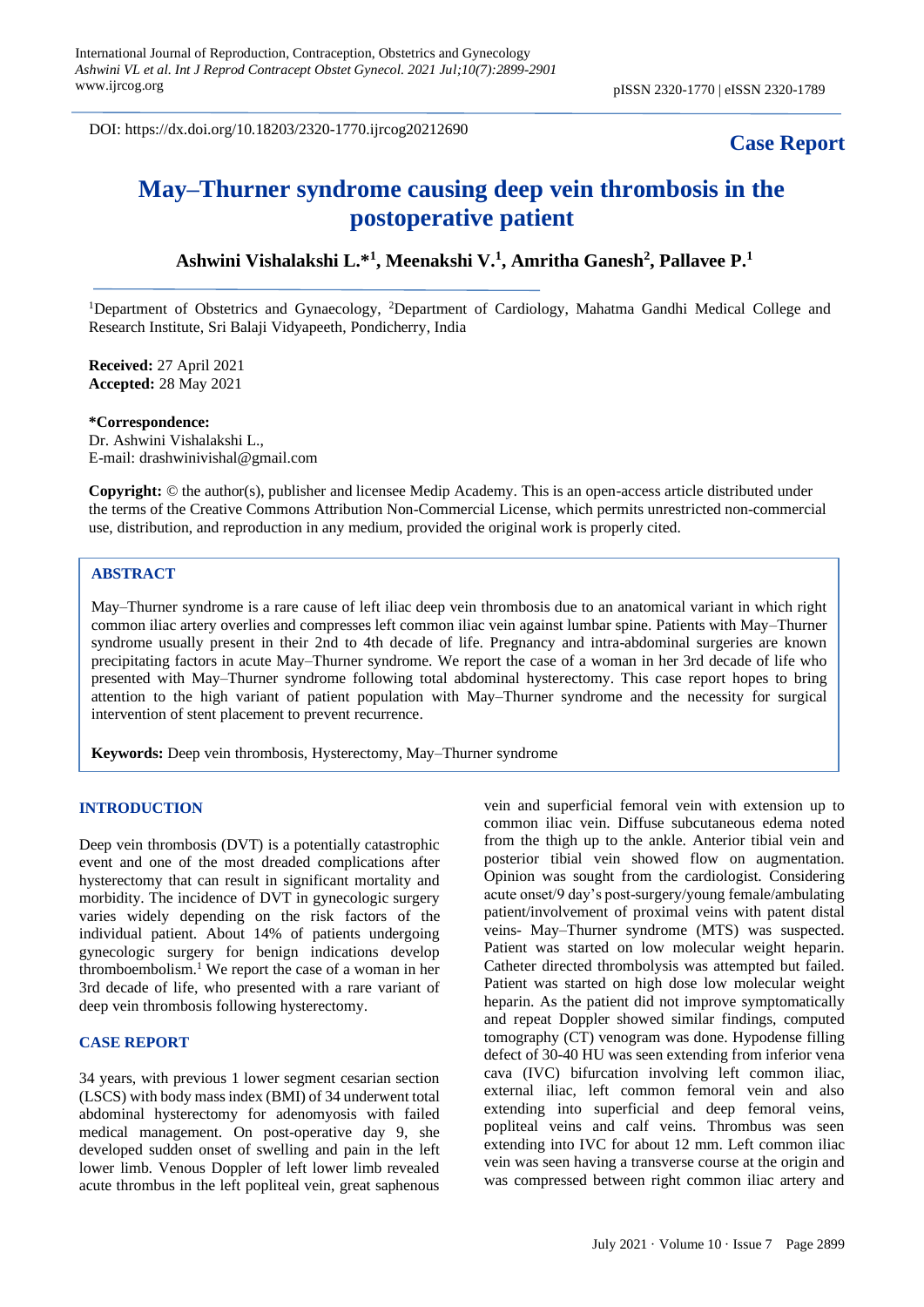DOI: https://dx.doi.org/10.18203/2320-1770.ijrcog20212690

**Case Report**

# May–Thurner syndrome causing deep vein thrombosis in the postoperative patient

**Ashwini Vishalakshi L.*[1], Meenakshi V.[1], Amritha Ganesh[2], Pallavee P.[1]**

[1]Department of Obstetrics and Gynaecology, [2]Department of Cardiology, Mahatma Gandhi Medical College and Research Institute, Sri Balaji Vidyapeeth, Pondicherry, India

**Received:** 27 April 2021
**Accepted:** 28 May 2021

***Correspondence:**
Dr. Ashwini Vishalakshi L.,
E-mail: drashwinivishal@gmail.com

**Copyright:** © the author(s), publisher and licensee Medip Academy. This is an open-access article distributed under the terms of the Creative Commons Attribution Non-Commercial License, which permits unrestricted non-commercial use, distribution, and reproduction in any medium, provided the original work is properly cited.

## ABSTRACT

May–Thurner syndrome is a rare cause of left iliac deep vein thrombosis due to an anatomical variant in which right common iliac artery overlies and compresses left common iliac vein against lumbar spine. Patients with May–Thurner syndrome usually present in their 2nd to 4th decade of life. Pregnancy and intra-abdominal surgeries are known precipitating factors in acute May–Thurner syndrome. We report the case of a woman in her 3rd decade of life who presented with May–Thurner syndrome following total abdominal hysterectomy. This case report hopes to bring attention to the high variant of patient population with May–Thurner syndrome and the necessity for surgical intervention of stent placement to prevent recurrence.

**Keywords:** Deep vein thrombosis, Hysterectomy, May–Thurner syndrome

## INTRODUCTION

Deep vein thrombosis (DVT) is a potentially catastrophic event and one of the most dreaded complications after hysterectomy that can result in significant mortality and morbidity. The incidence of DVT in gynecologic surgery varies widely depending on the risk factors of the individual patient. About 14% of patients undergoing gynecologic surgery for benign indications develop thromboembolism.[1] We report the case of a woman in her 3rd decade of life, who presented with a rare variant of deep vein thrombosis following hysterectomy.

## CASE REPORT

34 years, with previous 1 lower segment cesarian section (LSCS) with body mass index (BMI) of 34 underwent total abdominal hysterectomy for adenomyosis with failed medical management. On post-operative day 9, she developed sudden onset of swelling and pain in the left lower limb. Venous Doppler of left lower limb revealed acute thrombus in the left popliteal vein, great saphenous vein and superficial femoral vein with extension up to common iliac vein. Diffuse subcutaneous edema noted from the thigh up to the ankle. Anterior tibial vein and posterior tibial vein showed flow on augmentation. Opinion was sought from the cardiologist. Considering acute onset/9 day's post-surgery/young female/ambulating patient/involvement of proximal veins with patent distal veins- May–Thurner syndrome (MTS) was suspected. Patient was started on low molecular weight heparin. Catheter directed thrombolysis was attempted but failed. Patient was started on high dose low molecular weight heparin. As the patient did not improve symptomatically and repeat Doppler showed similar findings, computed tomography (CT) venogram was done. Hypodense filling defect of 30-40 HU was seen extending from inferior vena cava (IVC) bifurcation involving left common iliac, external iliac, left common femoral vein and also extending into superficial and deep femoral veins, popliteal veins and calf veins. Thrombus was seen extending into IVC for about 12 mm. Left common iliac vein was seen having a transverse course at the origin and was compressed between right common iliac artery and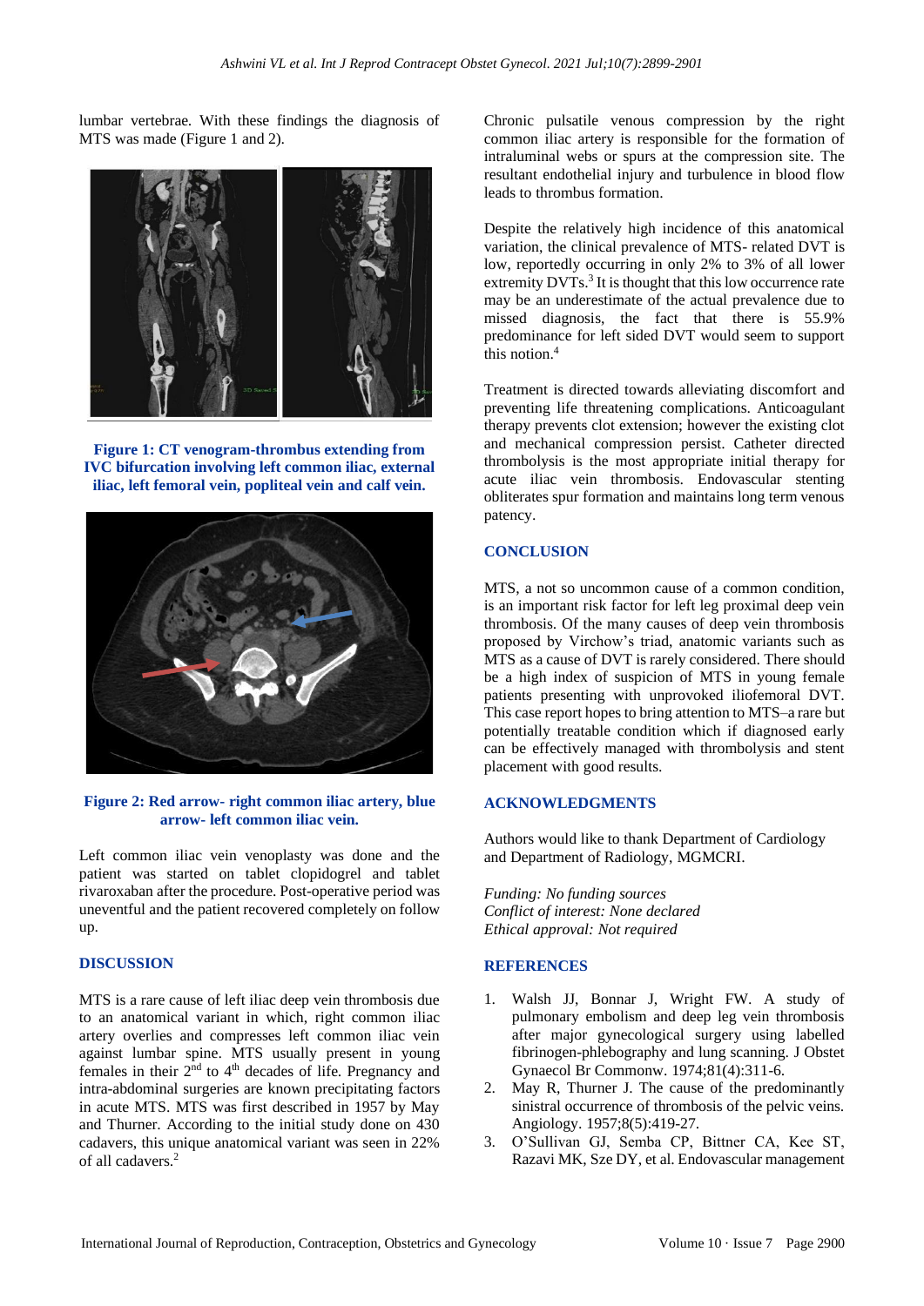lumbar vertebrae. With these findings the diagnosis of MTS was made (Figure 1 and 2).

**Figure 1: CT venogram-thrombus extending from IVC bifurcation involving left common iliac, external iliac, left femoral vein, popliteal vein and calf vein.**

**Figure 2: Red arrow- right common iliac artery, blue arrow- left common iliac vein.**

Left common iliac vein venoplasty was done and the patient was started on tablet clopidogrel and tablet rivaroxaban after the procedure. Post-operative period was uneventful and the patient recovered completely on follow up.

## DISCUSSION

MTS is a rare cause of left iliac deep vein thrombosis due to an anatomical variant in which, right common iliac artery overlies and compresses left common iliac vein against lumbar spine. MTS usually present in young females in their 2nd to 4th decades of life. Pregnancy and intra-abdominal surgeries are known precipitating factors in acute MTS. MTS was first described in 1957 by May and Thurner. According to the initial study done on 430 cadavers, this unique anatomical variant was seen in 22% of all cadavers.[2]

Chronic pulsatile venous compression by the right common iliac artery is responsible for the formation of intraluminal webs or spurs at the compression site. The resultant endothelial injury and turbulence in blood flow leads to thrombus formation.

Despite the relatively high incidence of this anatomical variation, the clinical prevalence of MTS- related DVT is low, reportedly occurring in only 2% to 3% of all lower extremity DVTs.[3] It is thought that this low occurrence rate may be an underestimate of the actual prevalence due to missed diagnosis, the fact that there is 55.9% predominance for left sided DVT would seem to support this notion.[4]

Treatment is directed towards alleviating discomfort and preventing life threatening complications. Anticoagulant therapy prevents clot extension; however the existing clot and mechanical compression persist. Catheter directed thrombolysis is the most appropriate initial therapy for acute iliac vein thrombosis. Endovascular stenting obliterates spur formation and maintains long term venous patency.

## CONCLUSION

MTS, a not so uncommon cause of a common condition, is an important risk factor for left leg proximal deep vein thrombosis. Of the many causes of deep vein thrombosis proposed by Virchow's triad, anatomic variants such as MTS as a cause of DVT is rarely considered. There should be a high index of suspicion of MTS in young female patients presenting with unprovoked iliofemoral DVT. This case report hopes to bring attention to MTS–a rare but potentially treatable condition which if diagnosed early can be effectively managed with thrombolysis and stent placement with good results.

## ACKNOWLEDGMENTS

Authors would like to thank Department of Cardiology and Department of Radiology, MGMCRI.

*Funding: No funding sources*
*Conflict of interest: None declared*
*Ethical approval: Not required*

## REFERENCES

1. Walsh JJ, Bonnar J, Wright FW. A study of pulmonary embolism and deep leg vein thrombosis after major gynecological surgery using labelled fibrinogen-phlebography and lung scanning. J Obstet Gynaecol Br Commonw. 1974;81(4):311-6.
2. May R, Thurner J. The cause of the predominantly sinistral occurrence of thrombosis of the pelvic veins. Angiology. 1957;8(5):419-27.
3. O'Sullivan GJ, Semba CP, Bittner CA, Kee ST, Razavi MK, Sze DY, et al. Endovascular management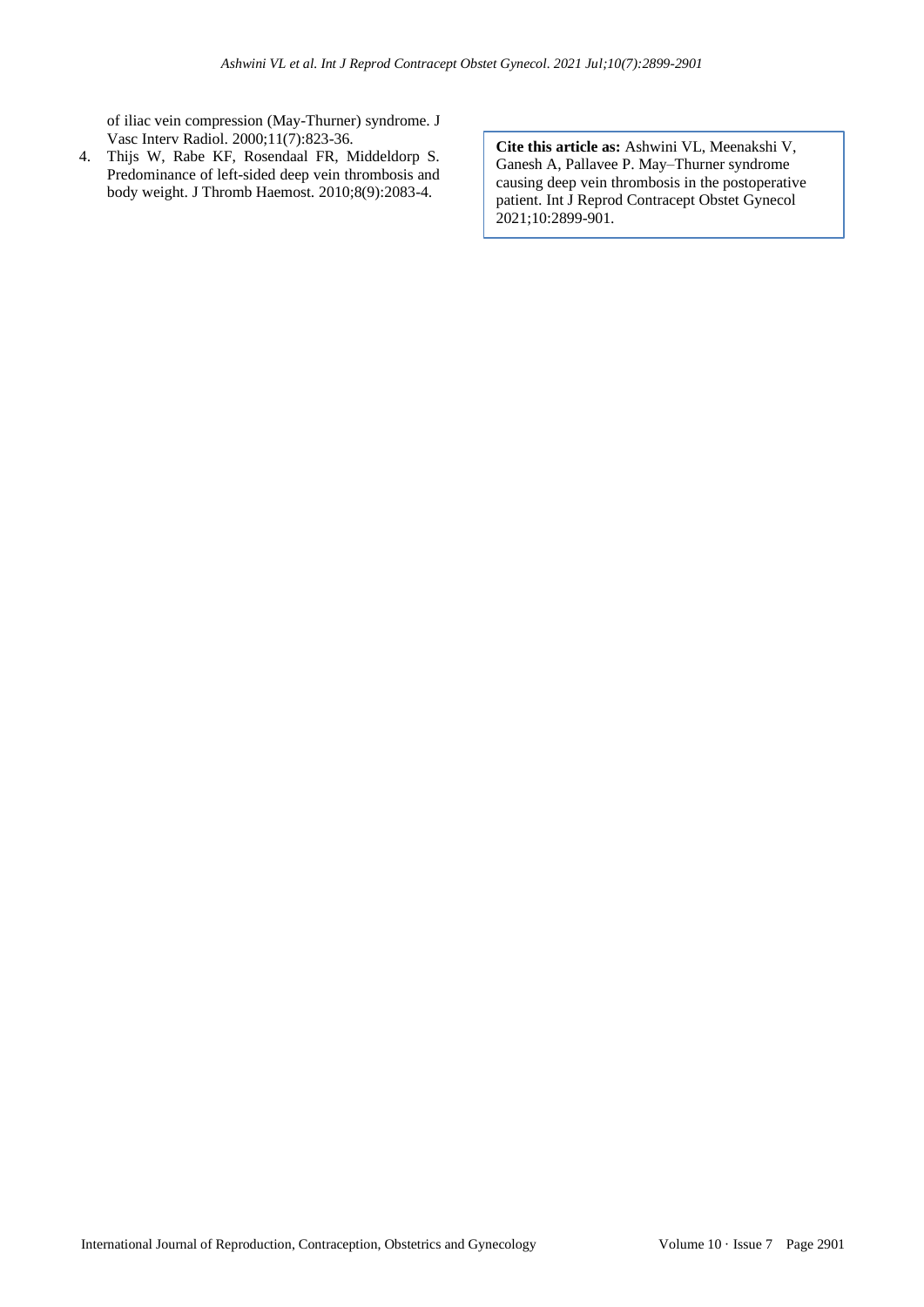of iliac vein compression (May-Thurner) syndrome. J Vasc Interv Radiol. 2000;11(7):823-36.

4. Thijs W, Rabe KF, Rosendaal FR, Middeldorp S. Predominance of left-sided deep vein thrombosis and body weight. J Thromb Haemost. 2010;8(9):2083-4.

**Cite this article as:** Ashwini VL, Meenakshi V, Ganesh A, Pallavee P. May–Thurner syndrome causing deep vein thrombosis in the postoperative patient. Int J Reprod Contracept Obstet Gynecol 2021;10:2899-901.